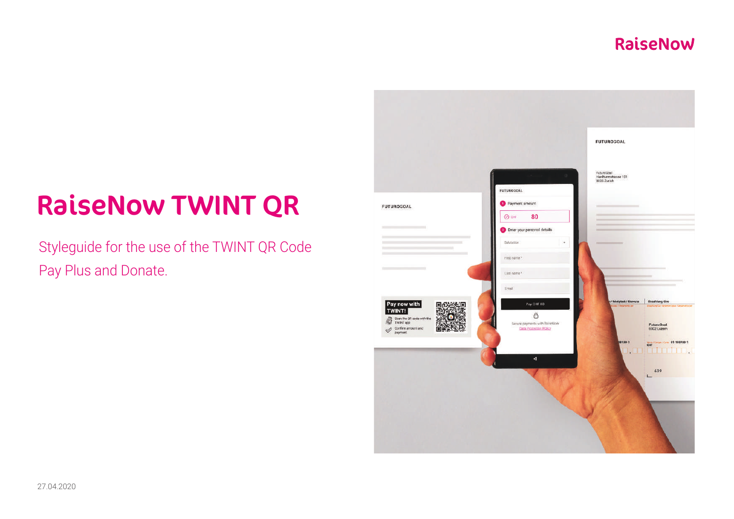RaiseNow

# RaiseNow TWINT QR

Styleguide for the use of the TWINT QR Code Pay Plus and Donate.

27.04.2020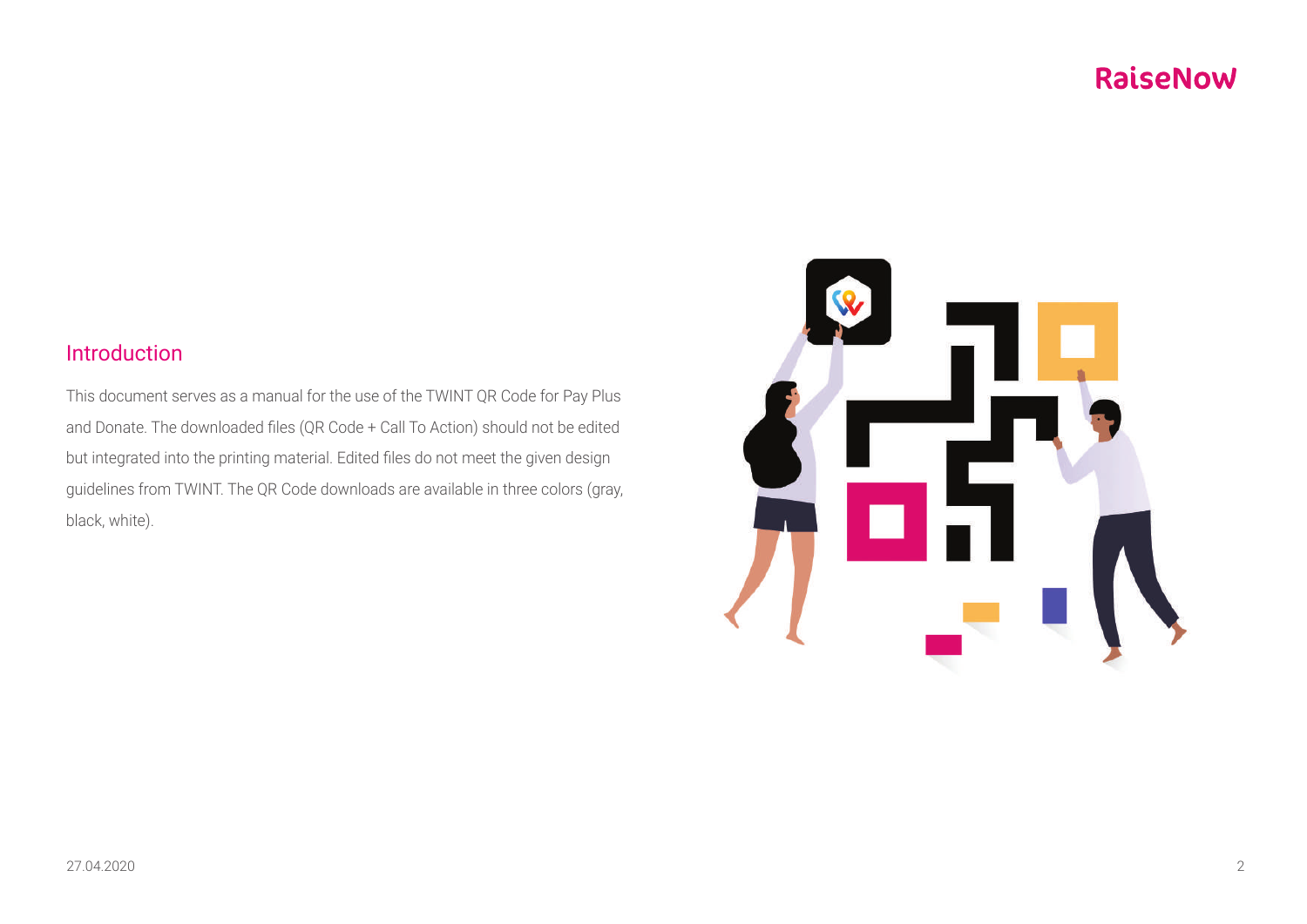## Introduction

This document serves as a manual for the use of the TWINT QR Code for Pay Plus and Donate. The downloaded files (QR Code + Call To Action) should not be edited but integrated into the printing material. Edited files do not meet the given design guidelines from TWINT. The QR Code downloads are available in three colors (gray, black, white).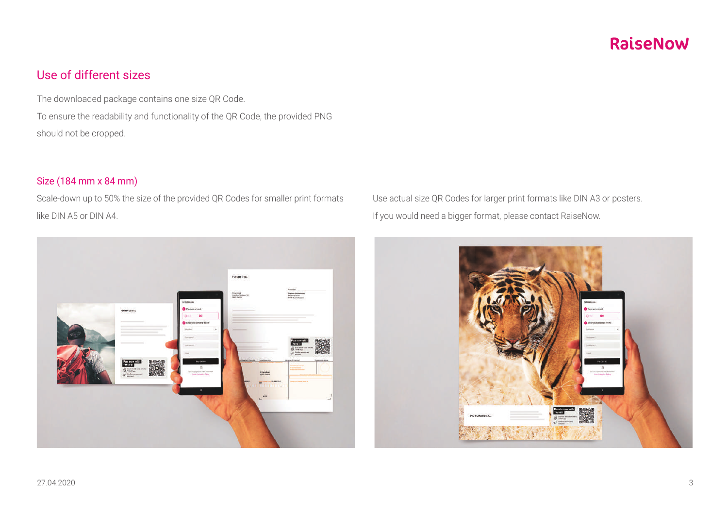## Use of different sizes

The downloaded package contains one size QR Code.

To ensure the readability and functionality of the QR Code, the provided PNG should not be cropped.

### Size (184 mm x 84 mm)

Scale-down up to 50% the size of the provided QR Codes for smaller print formats like DIN A5 or DIN A4.

Use actual size QR Codes for larger print formats like DIN A3 or posters.
If you would need a bigger format, please contact RaiseNow.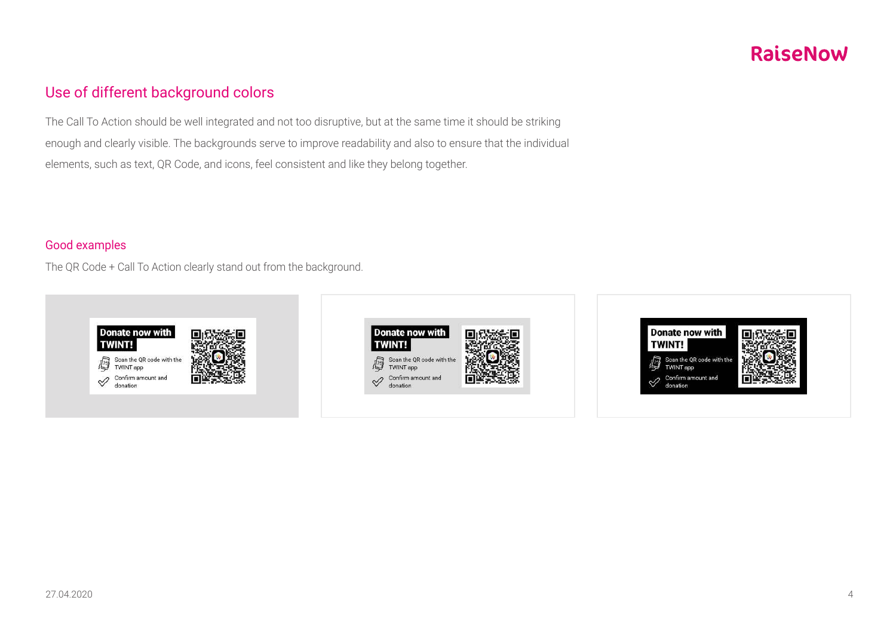## Use of different background colors

The Call To Action should be well integrated and not too disruptive, but at the same time it should be striking enough and clearly visible. The backgrounds serve to improve readability and also to ensure that the individual elements, such as text, QR Code, and icons, feel consistent and like they belong together.

### Good examples

The QR Code + Call To Action clearly stand out from the background.

**Donate now with TWINT!**

Scan the QR code with the TWINT app

Confirm amount and donation

**Donate now with TWINT!**

Scan the QR code with the TWINT app

Confirm amount and donation

**Donate now with TWINT!**

Scan the QR code with the TWINT app

Confirm amount and donation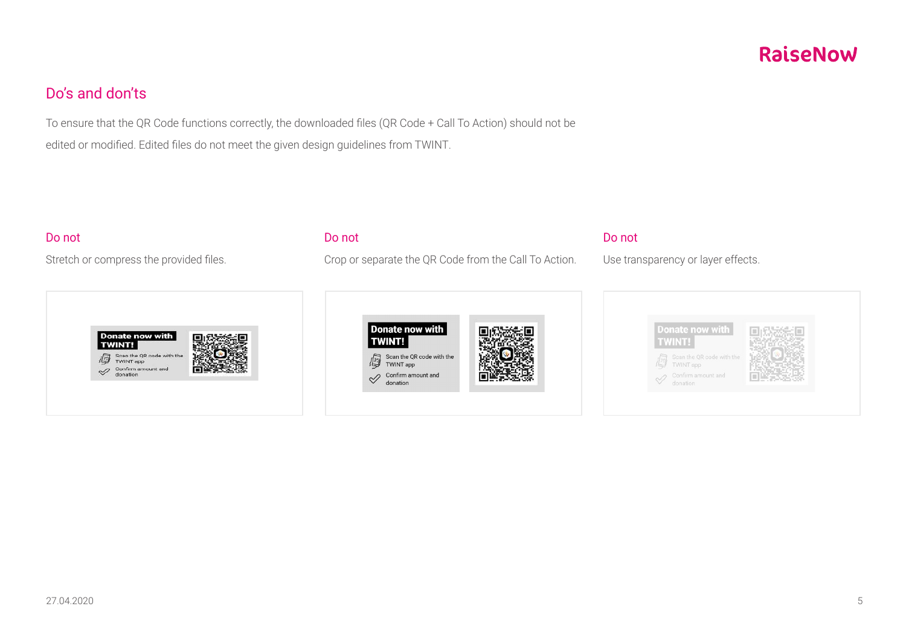## Do's and don'ts

To ensure that the QR Code functions correctly, the downloaded files (QR Code + Call To Action) should not be edited or modified. Edited files do not meet the given design guidelines from TWINT.

### Do not

Stretch or compress the provided files.

Donate now with TWINT!

Scan the QR code with the TWINT app

Confirm amount and donation

### Do not

Crop or separate the QR Code from the Call To Action.

Donate now with TWINT!

Scan the QR code with the TWINT app

Confirm amount and donation

### Do not

Use transparency or layer effects.

Donate now with TWINT!

Scan the QR code with the TWINT app

Confirm amount and donation

27.04.2020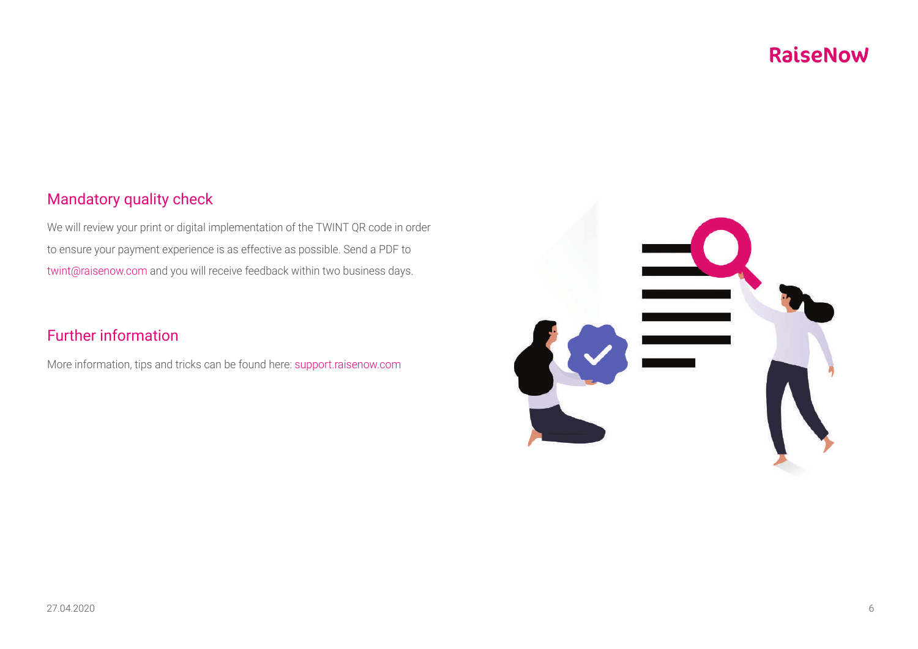## Mandatory quality check

We will review your print or digital implementation of the TWINT QR code in order to ensure your payment experience is as effective as possible. Send a PDF to twint@raisenow.com and you will receive feedback within two business days.

## Further information

More information, tips and tricks can be found here: support.raisenow.com